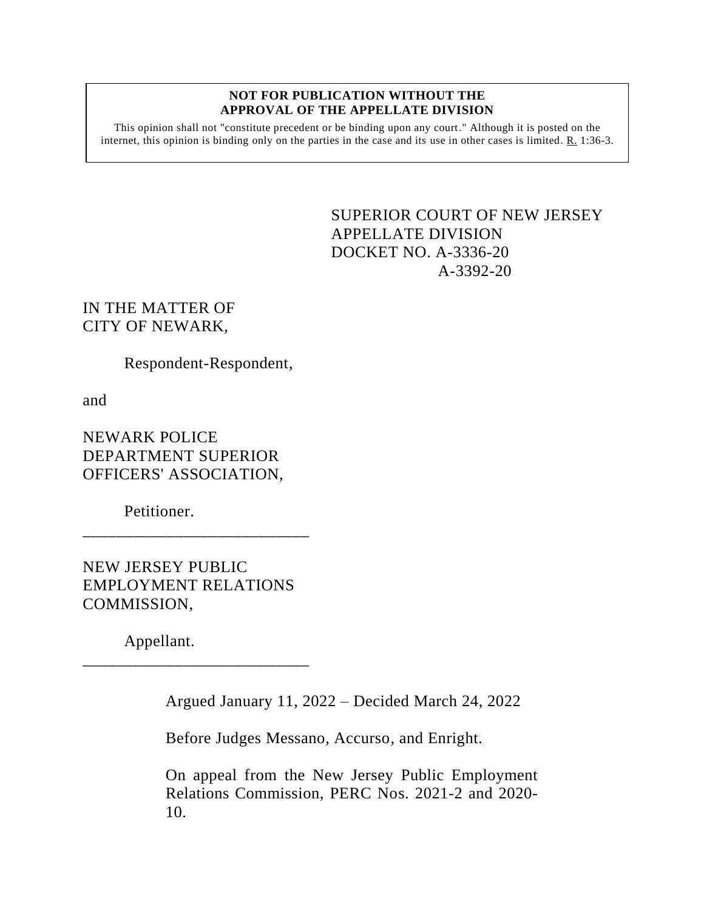**NOT FOR PUBLICATION WITHOUT THE APPROVAL OF THE APPELLATE DIVISION**

This opinion shall not "constitute precedent or be binding upon any court." Although it is posted on the internet, this opinion is binding only on the parties in the case and its use in other cases is limited. R. 1:36-3.

SUPERIOR COURT OF NEW JERSEY
APPELLATE DIVISION
DOCKET NO. A-3336-20
A-3392-20

IN THE MATTER OF
CITY OF NEWARK,

Respondent-Respondent,

and

NEWARK POLICE
DEPARTMENT SUPERIOR
OFFICERS' ASSOCIATION,

Petitioner.

---

NEW JERSEY PUBLIC
EMPLOYMENT RELATIONS
COMMISSION,

Appellant.

---

Argued January 11, 2022 – Decided March 24, 2022

Before Judges Messano, Accurso, and Enright.

On appeal from the New Jersey Public Employment Relations Commission, PERC Nos. 2021-2 and 2020-10.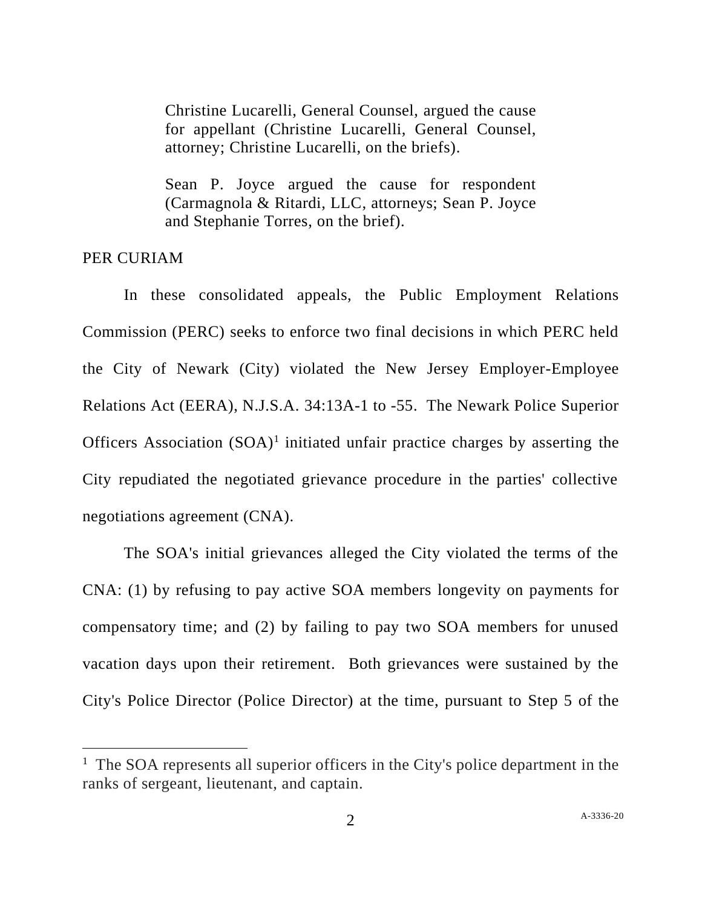Christine Lucarelli, General Counsel, argued the cause for appellant (Christine Lucarelli, General Counsel, attorney; Christine Lucarelli, on the briefs).

Sean P. Joyce argued the cause for respondent (Carmagnola & Ritardi, LLC, attorneys; Sean P. Joyce and Stephanie Torres, on the brief).

PER CURIAM

In these consolidated appeals, the Public Employment Relations Commission (PERC) seeks to enforce two final decisions in which PERC held the City of Newark (City) violated the New Jersey Employer-Employee Relations Act (EERA), N.J.S.A. 34:13A-1 to -55. The Newark Police Superior Officers Association (SOA)[1] initiated unfair practice charges by asserting the City repudiated the negotiated grievance procedure in the parties' collective negotiations agreement (CNA).

The SOA's initial grievances alleged the City violated the terms of the CNA: (1) by refusing to pay active SOA members longevity on payments for compensatory time; and (2) by failing to pay two SOA members for unused vacation days upon their retirement. Both grievances were sustained by the City's Police Director (Police Director) at the time, pursuant to Step 5 of the

[1] The SOA represents all superior officers in the City's police department in the ranks of sergeant, lieutenant, and captain.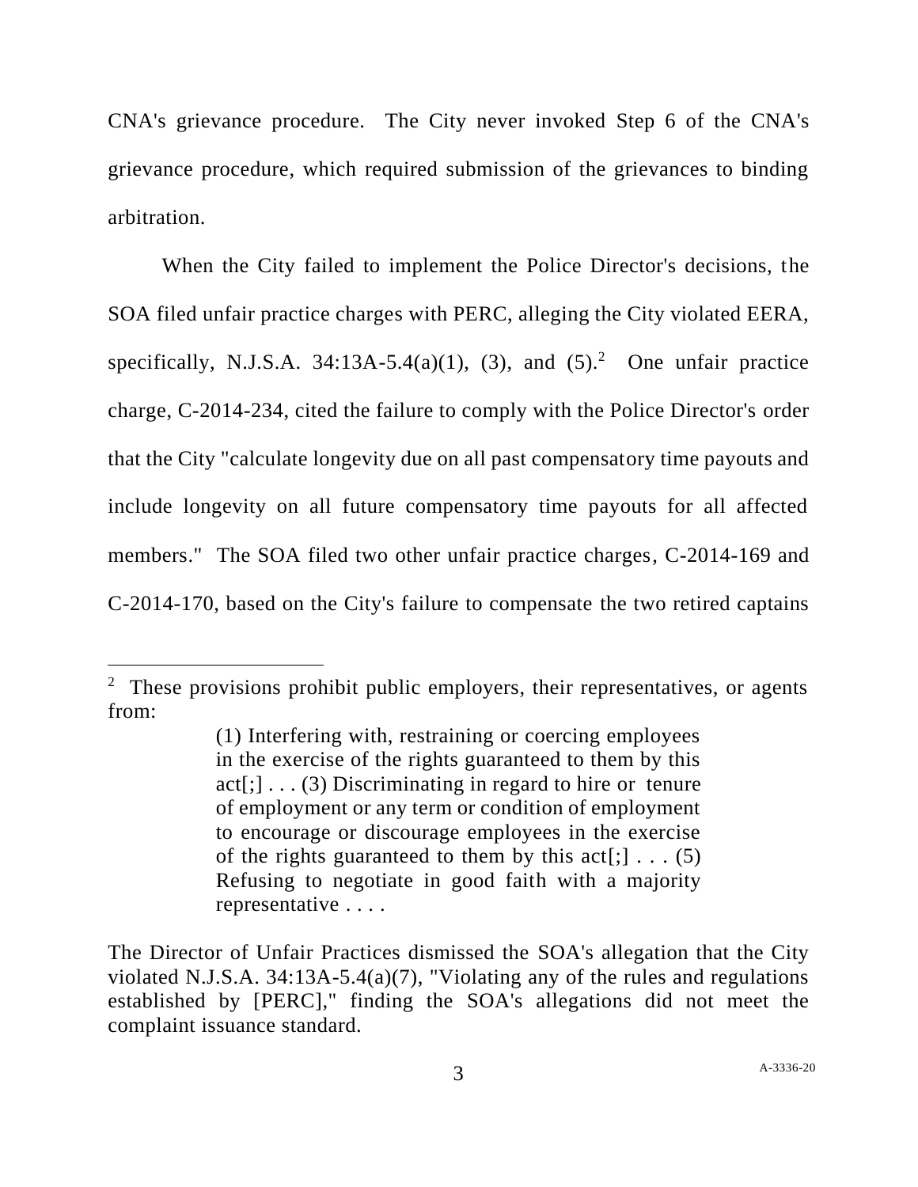CNA's grievance procedure. The City never invoked Step 6 of the CNA's grievance procedure, which required submission of the grievances to binding arbitration.

When the City failed to implement the Police Director's decisions, the SOA filed unfair practice charges with PERC, alleging the City violated EERA, specifically, N.J.S.A. 34:13A-5.4(a)(1), (3), and (5).[2] One unfair practice charge, C-2014-234, cited the failure to comply with the Police Director's order that the City "calculate longevity due on all past compensatory time payouts and include longevity on all future compensatory time payouts for all affected members." The SOA filed two other unfair practice charges, C-2014-169 and C-2014-170, based on the City's failure to compensate the two retired captains

---

[2] These provisions prohibit public employers, their representatives, or agents from:

> (1) Interfering with, restraining or coercing employees in the exercise of the rights guaranteed to them by this act[;] . . . (3) Discriminating in regard to hire or tenure of employment or any term or condition of employment to encourage or discourage employees in the exercise of the rights guaranteed to them by this act[;] . . . (5) Refusing to negotiate in good faith with a majority representative . . . .

The Director of Unfair Practices dismissed the SOA's allegation that the City violated N.J.S.A. 34:13A-5.4(a)(7), "Violating any of the rules and regulations established by [PERC]," finding the SOA's allegations did not meet the complaint issuance standard.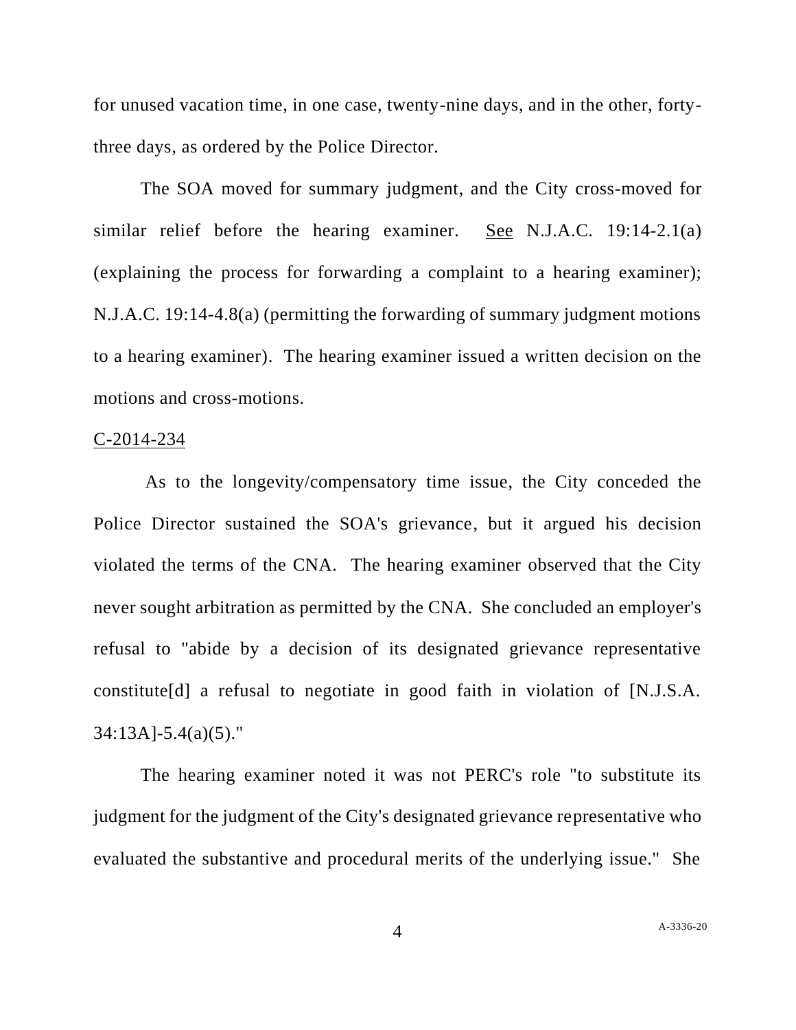for unused vacation time, in one case, twenty-nine days, and in the other, forty-three days, as ordered by the Police Director.

The SOA moved for summary judgment, and the City cross-moved for similar relief before the hearing examiner. See N.J.A.C. 19:14-2.1(a) (explaining the process for forwarding a complaint to a hearing examiner); N.J.A.C. 19:14-4.8(a) (permitting the forwarding of summary judgment motions to a hearing examiner). The hearing examiner issued a written decision on the motions and cross-motions.

C-2014-234

As to the longevity/compensatory time issue, the City conceded the Police Director sustained the SOA's grievance, but it argued his decision violated the terms of the CNA. The hearing examiner observed that the City never sought arbitration as permitted by the CNA. She concluded an employer's refusal to "abide by a decision of its designated grievance representative constitute[d] a refusal to negotiate in good faith in violation of [N.J.S.A. 34:13A]-5.4(a)(5)."

The hearing examiner noted it was not PERC's role "to substitute its judgment for the judgment of the City's designated grievance representative who evaluated the substantive and procedural merits of the underlying issue." She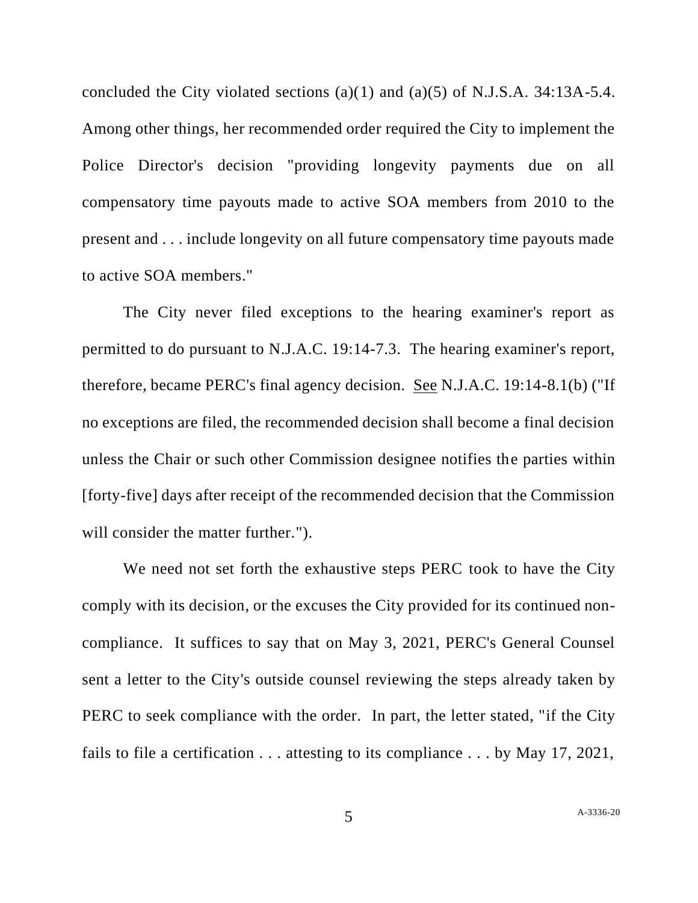concluded the City violated sections (a)(1) and (a)(5) of N.J.S.A. 34:13A-5.4. Among other things, her recommended order required the City to implement the Police Director's decision "providing longevity payments due on all compensatory time payouts made to active SOA members from 2010 to the present and . . . include longevity on all future compensatory time payouts made to active SOA members."

The City never filed exceptions to the hearing examiner's report as permitted to do pursuant to N.J.A.C. 19:14-7.3. The hearing examiner's report, therefore, became PERC's final agency decision. See N.J.A.C. 19:14-8.1(b) ("If no exceptions are filed, the recommended decision shall become a final decision unless the Chair or such other Commission designee notifies the parties within [forty-five] days after receipt of the recommended decision that the Commission will consider the matter further.").

We need not set forth the exhaustive steps PERC took to have the City comply with its decision, or the excuses the City provided for its continued non-compliance. It suffices to say that on May 3, 2021, PERC's General Counsel sent a letter to the City's outside counsel reviewing the steps already taken by PERC to seek compliance with the order. In part, the letter stated, "if the City fails to file a certification . . . attesting to its compliance . . . by May 17, 2021,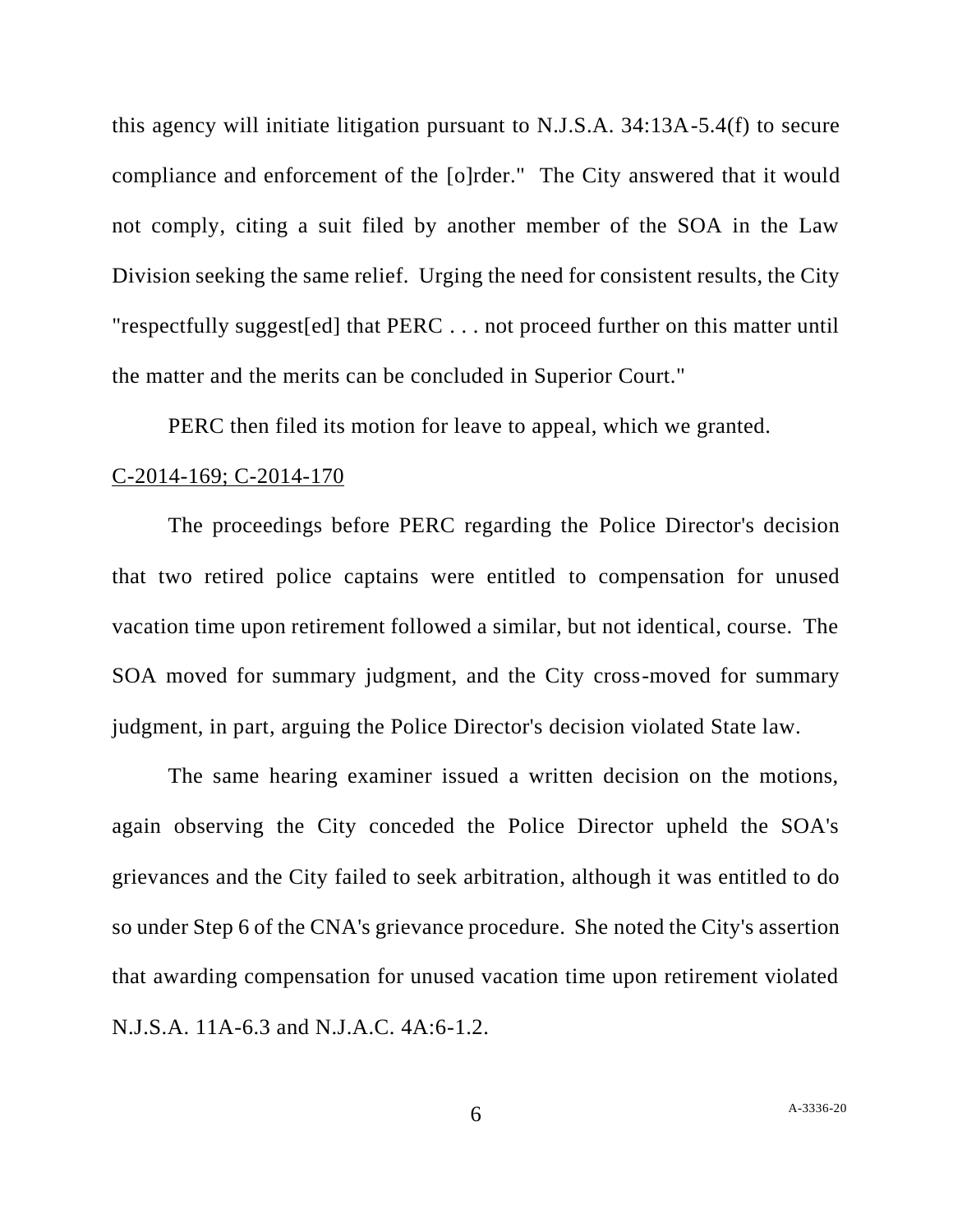this agency will initiate litigation pursuant to N.J.S.A. 34:13A-5.4(f) to secure compliance and enforcement of the [o]rder." The City answered that it would not comply, citing a suit filed by another member of the SOA in the Law Division seeking the same relief. Urging the need for consistent results, the City "respectfully suggest[ed] that PERC . . . not proceed further on this matter until the matter and the merits can be concluded in Superior Court."

PERC then filed its motion for leave to appeal, which we granted.

C-2014-169; C-2014-170

The proceedings before PERC regarding the Police Director's decision that two retired police captains were entitled to compensation for unused vacation time upon retirement followed a similar, but not identical, course. The SOA moved for summary judgment, and the City cross-moved for summary judgment, in part, arguing the Police Director's decision violated State law.

The same hearing examiner issued a written decision on the motions, again observing the City conceded the Police Director upheld the SOA's grievances and the City failed to seek arbitration, although it was entitled to do so under Step 6 of the CNA's grievance procedure. She noted the City's assertion that awarding compensation for unused vacation time upon retirement violated N.J.S.A. 11A-6.3 and N.J.A.C. 4A:6-1.2.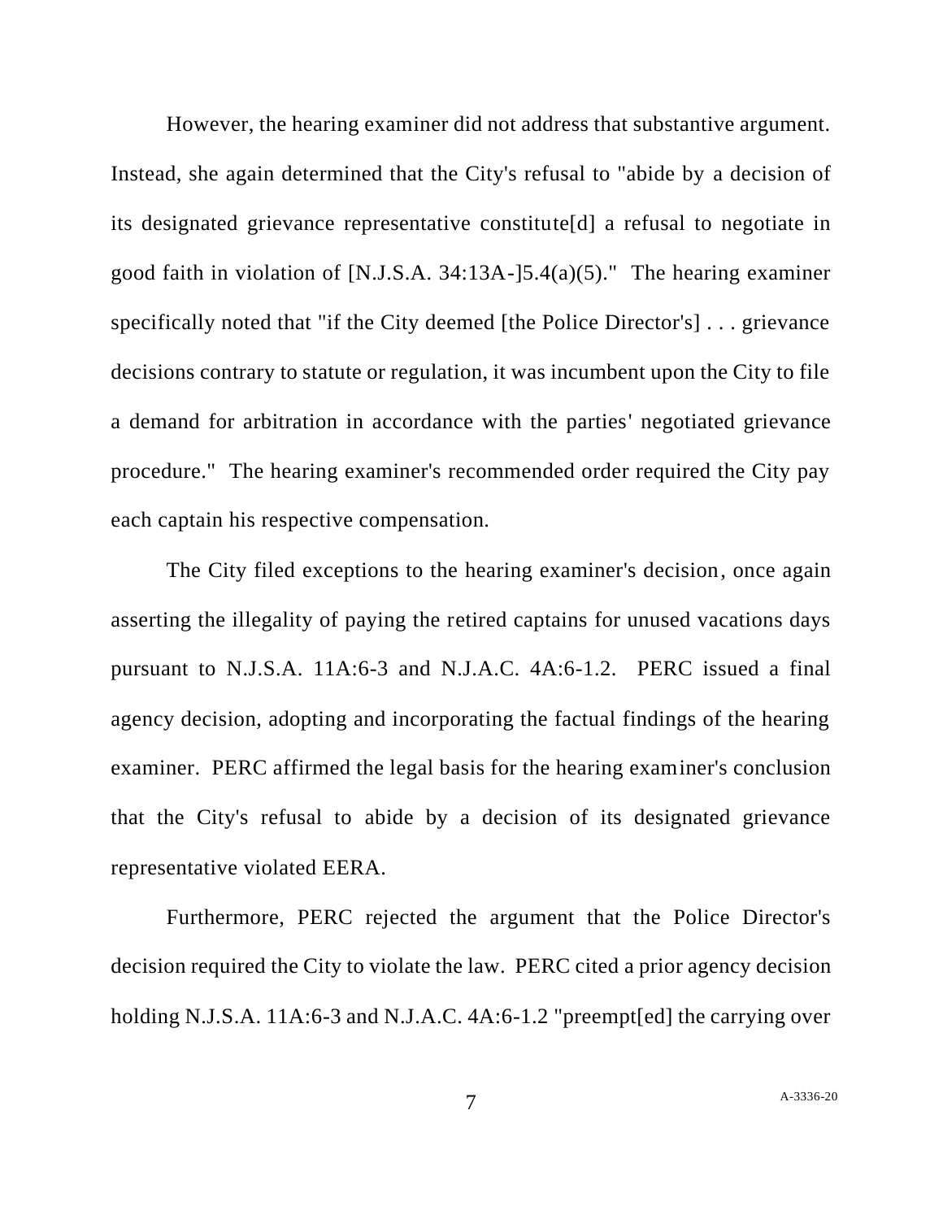However, the hearing examiner did not address that substantive argument. Instead, she again determined that the City's refusal to "abide by a decision of its designated grievance representative constitute[d] a refusal to negotiate in good faith in violation of [N.J.S.A. 34:13A-]5.4(a)(5)." The hearing examiner specifically noted that "if the City deemed [the Police Director's] . . . grievance decisions contrary to statute or regulation, it was incumbent upon the City to file a demand for arbitration in accordance with the parties' negotiated grievance procedure." The hearing examiner's recommended order required the City pay each captain his respective compensation.

The City filed exceptions to the hearing examiner's decision, once again asserting the illegality of paying the retired captains for unused vacations days pursuant to N.J.S.A. 11A:6-3 and N.J.A.C. 4A:6-1.2. PERC issued a final agency decision, adopting and incorporating the factual findings of the hearing examiner. PERC affirmed the legal basis for the hearing examiner's conclusion that the City's refusal to abide by a decision of its designated grievance representative violated EERA.

Furthermore, PERC rejected the argument that the Police Director's decision required the City to violate the law. PERC cited a prior agency decision holding N.J.S.A. 11A:6-3 and N.J.A.C. 4A:6-1.2 "preempt[ed] the carrying over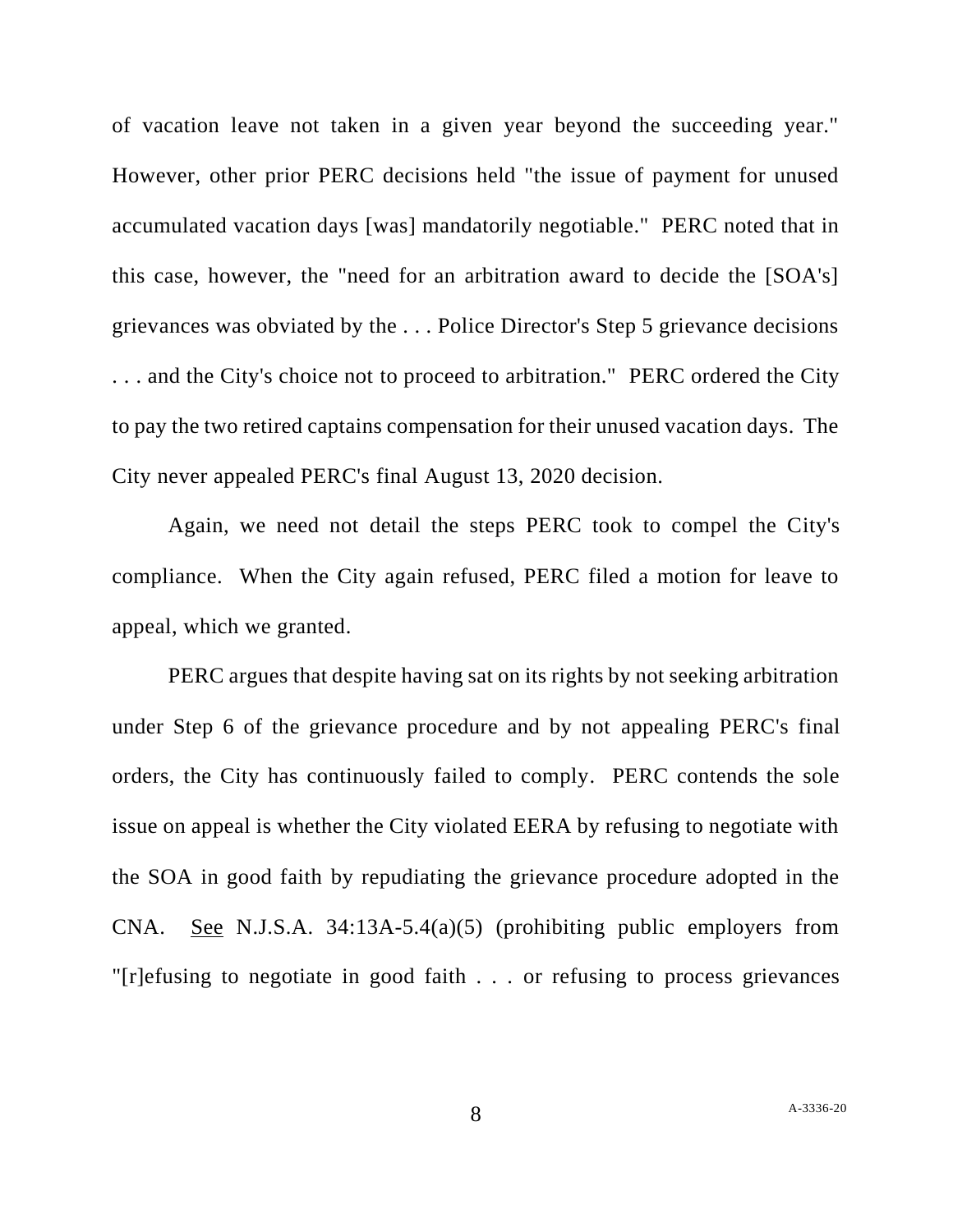of vacation leave not taken in a given year beyond the succeeding year." However, other prior PERC decisions held "the issue of payment for unused accumulated vacation days [was] mandatorily negotiable." PERC noted that in this case, however, the "need for an arbitration award to decide the [SOA's] grievances was obviated by the . . . Police Director's Step 5 grievance decisions . . . and the City's choice not to proceed to arbitration." PERC ordered the City to pay the two retired captains compensation for their unused vacation days. The City never appealed PERC's final August 13, 2020 decision.

Again, we need not detail the steps PERC took to compel the City's compliance. When the City again refused, PERC filed a motion for leave to appeal, which we granted.

PERC argues that despite having sat on its rights by not seeking arbitration under Step 6 of the grievance procedure and by not appealing PERC's final orders, the City has continuously failed to comply. PERC contends the sole issue on appeal is whether the City violated EERA by refusing to negotiate with the SOA in good faith by repudiating the grievance procedure adopted in the CNA. See N.J.S.A. 34:13A-5.4(a)(5) (prohibiting public employers from "[r]efusing to negotiate in good faith . . . or refusing to process grievances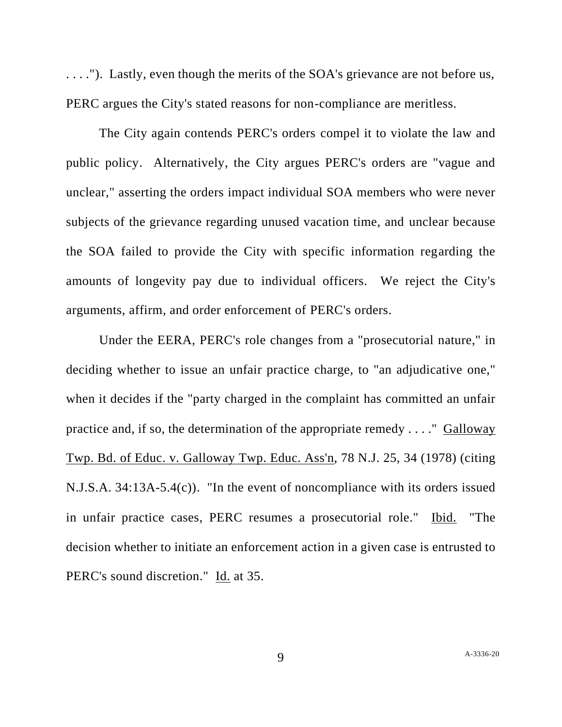. . . ."). Lastly, even though the merits of the SOA's grievance are not before us, PERC argues the City's stated reasons for non-compliance are meritless.

The City again contends PERC's orders compel it to violate the law and public policy. Alternatively, the City argues PERC's orders are "vague and unclear," asserting the orders impact individual SOA members who were never subjects of the grievance regarding unused vacation time, and unclear because the SOA failed to provide the City with specific information regarding the amounts of longevity pay due to individual officers. We reject the City's arguments, affirm, and order enforcement of PERC's orders.

Under the EERA, PERC's role changes from a "prosecutorial nature," in deciding whether to issue an unfair practice charge, to "an adjudicative one," when it decides if the "party charged in the complaint has committed an unfair practice and, if so, the determination of the appropriate remedy . . . ." Galloway Twp. Bd. of Educ. v. Galloway Twp. Educ. Ass'n, 78 N.J. 25, 34 (1978) (citing N.J.S.A. 34:13A-5.4(c)). "In the event of noncompliance with its orders issued in unfair practice cases, PERC resumes a prosecutorial role." Ibid. "The decision whether to initiate an enforcement action in a given case is entrusted to PERC's sound discretion." Id. at 35.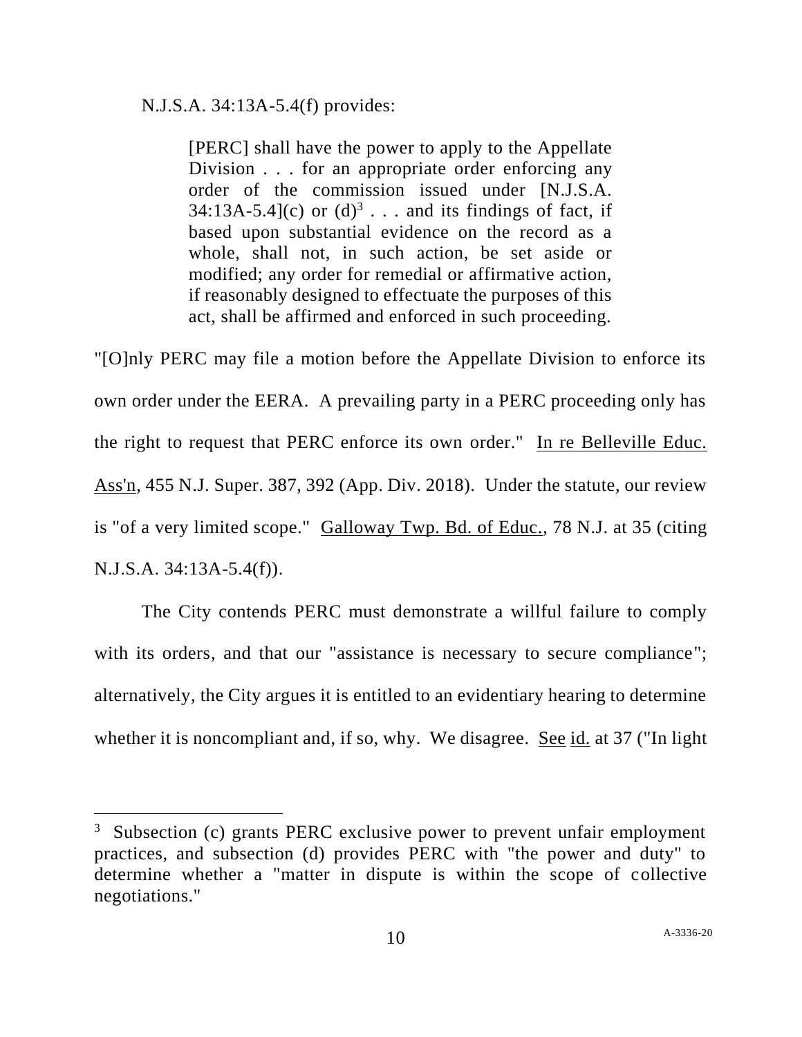N.J.S.A. 34:13A-5.4(f) provides:

> [PERC] shall have the power to apply to the Appellate Division . . . for an appropriate order enforcing any order of the commission issued under [N.J.S.A. 34:13A-5.4](c) or (d)[3] . . . and its findings of fact, if based upon substantial evidence on the record as a whole, shall not, in such action, be set aside or modified; any order for remedial or affirmative action, if reasonably designed to effectuate the purposes of this act, shall be affirmed and enforced in such proceeding.

"[O]nly PERC may file a motion before the Appellate Division to enforce its own order under the EERA. A prevailing party in a PERC proceeding only has the right to request that PERC enforce its own order." In re Belleville Educ. Ass'n, 455 N.J. Super. 387, 392 (App. Div. 2018). Under the statute, our review is "of a very limited scope." Galloway Twp. Bd. of Educ., 78 N.J. at 35 (citing N.J.S.A. 34:13A-5.4(f)).

The City contends PERC must demonstrate a willful failure to comply with its orders, and that our "assistance is necessary to secure compliance"; alternatively, the City argues it is entitled to an evidentiary hearing to determine whether it is noncompliant and, if so, why. We disagree. See id. at 37 ("In light

---

[3] Subsection (c) grants PERC exclusive power to prevent unfair employment practices, and subsection (d) provides PERC with "the power and duty" to determine whether a "matter in dispute is within the scope of collective negotiations."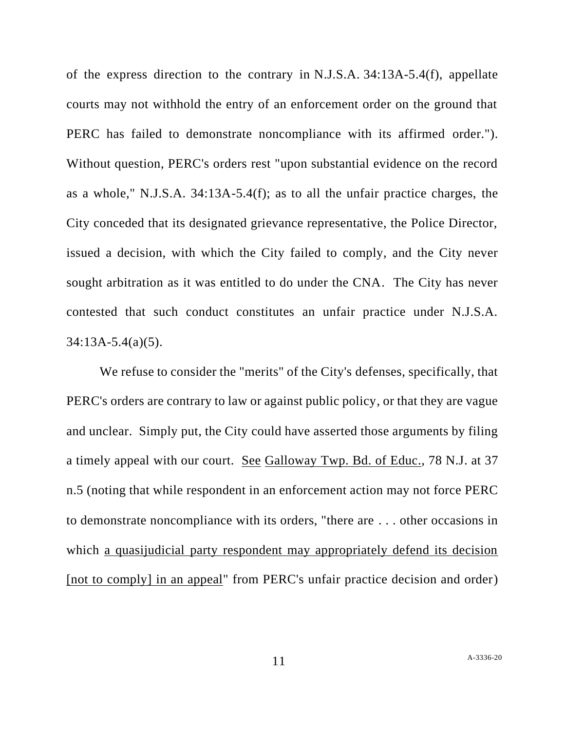of the express direction to the contrary in N.J.S.A. 34:13A-5.4(f), appellate courts may not withhold the entry of an enforcement order on the ground that PERC has failed to demonstrate noncompliance with its affirmed order."). Without question, PERC's orders rest "upon substantial evidence on the record as a whole," N.J.S.A. 34:13A-5.4(f); as to all the unfair practice charges, the City conceded that its designated grievance representative, the Police Director, issued a decision, with which the City failed to comply, and the City never sought arbitration as it was entitled to do under the CNA. The City has never contested that such conduct constitutes an unfair practice under N.J.S.A. 34:13A-5.4(a)(5).

We refuse to consider the "merits" of the City's defenses, specifically, that PERC's orders are contrary to law or against public policy, or that they are vague and unclear. Simply put, the City could have asserted those arguments by filing a timely appeal with our court. See Galloway Twp. Bd. of Educ., 78 N.J. at 37 n.5 (noting that while respondent in an enforcement action may not force PERC to demonstrate noncompliance with its orders, "there are . . . other occasions in which a quasijudicial party respondent may appropriately defend its decision [not to comply] in an appeal" from PERC's unfair practice decision and order)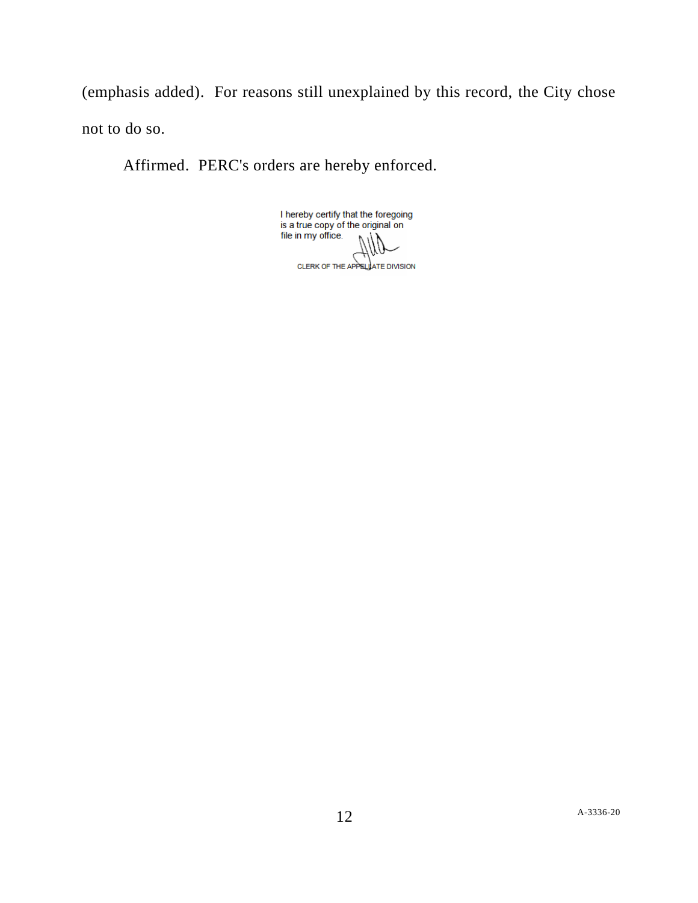(emphasis added). For reasons still unexplained by this record, the City chose not to do so.

Affirmed. PERC's orders are hereby enforced.

I hereby certify that the foregoing is a true copy of the original on file in my office.

CLERK OF THE APPELLATE DIVISION